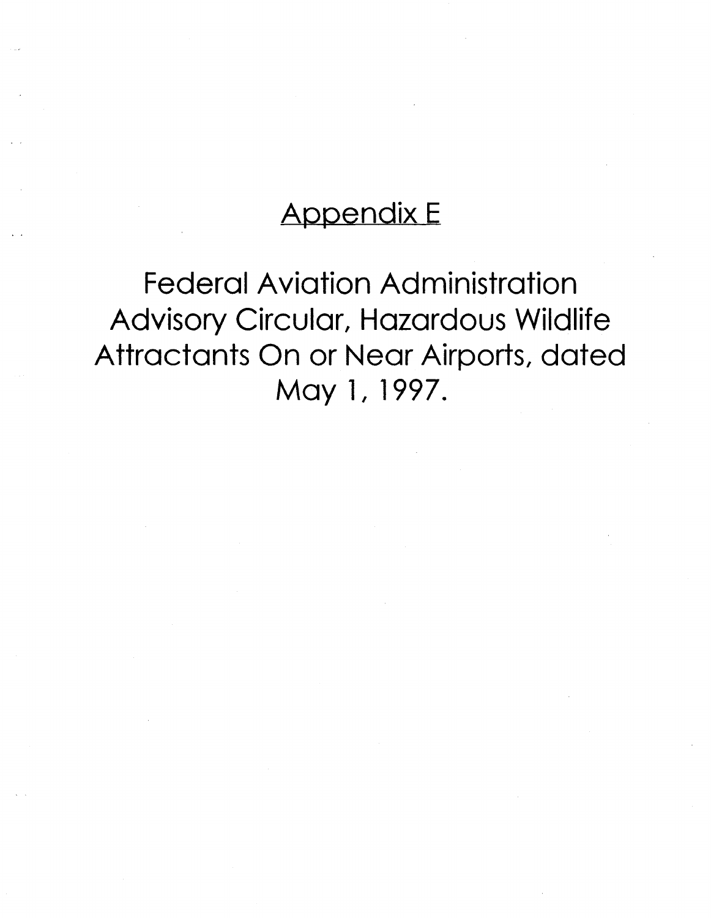# Appendix E

Federal Aviation Administration Advisory Circular, Hazardous Wildlife Attractants On or Near Airports, dated May 1, 1997.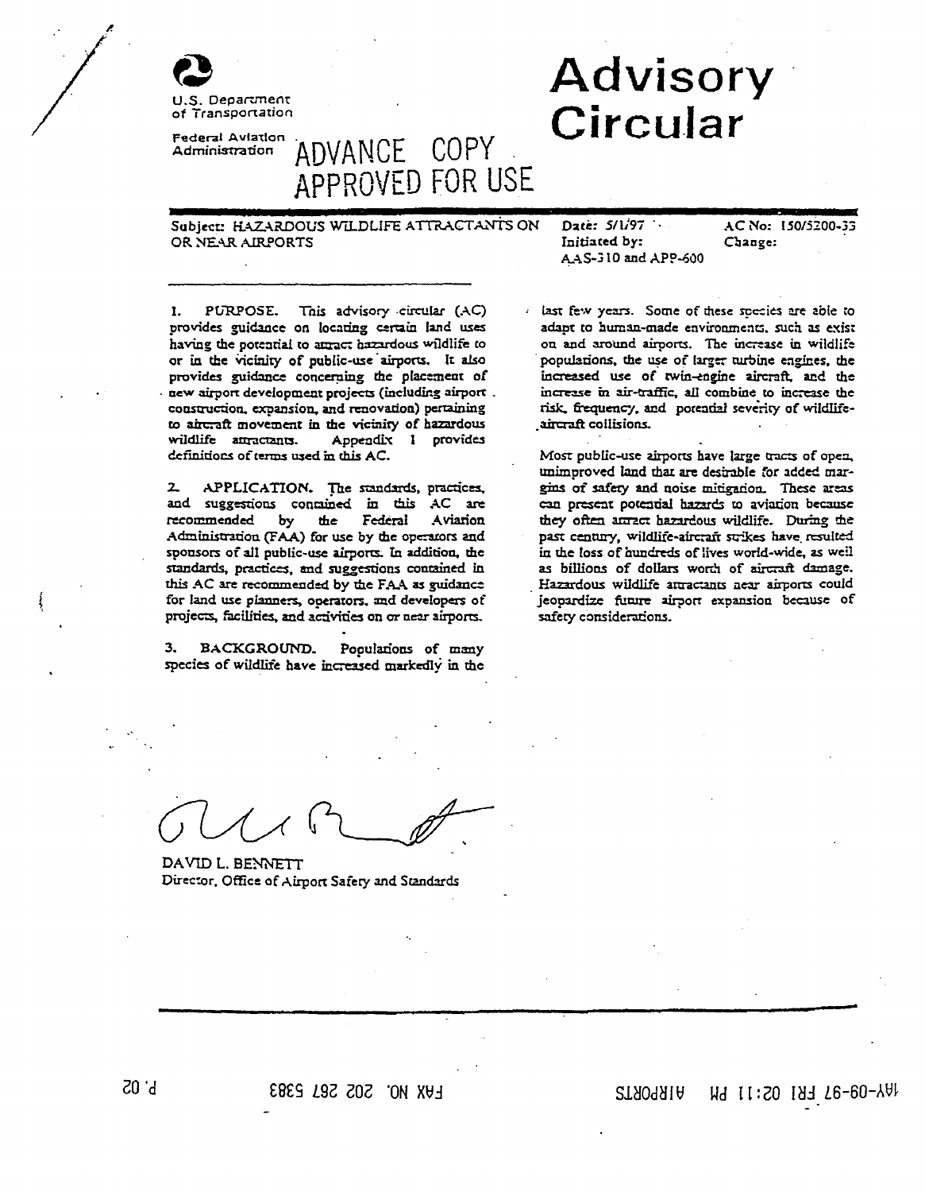U.S. Department of Transportation

Federal Aviation Administration

# Advisory Circular

ADVANCE COPY
APPROVED FOR USE

Subject: HAZARDOUS WILDLIFE ATTRACTANTS ON OR NEAR AIRPORTS

Date: 5/1/97
Initiated by: AAS-310 and APP-600

AC No: 150/5200-33
Change:

1. **PURPOSE.** This advisory circular (AC) provides guidance on locating certain land uses having the potential to attract hazardous wildlife to or in the vicinity of public-use airports. It also provides guidance concerning the placement of new airport development projects (including airport construction, expansion, and renovation) pertaining to aircraft movement in the vicinity of hazardous wildlife attractants. Appendix 1 provides definitions of terms used in this AC.

2. **APPLICATION.** The standards, practices, and suggestions contained in this AC are recommended by the Federal Aviation Administration (FAA) for use by the operators and sponsors of all public-use airports. In addition, the standards, practices, and suggestions contained in this AC are recommended by the FAA as guidance for land use planners, operators, and developers of projects, facilities, and activities on or near airports.

3. **BACKGROUND.** Populations of many species of wildlife have increased markedly in the last few years. Some of these species are able to adapt to human-made environments, such as exist on and around airports. The increase in wildlife populations, the use of larger turbine engines, the increased use of twin-engine aircraft, and the increase in air-traffic, all combine to increase the risk, frequency, and potential severity of wildlife-aircraft collisions.

Most public-use airports have large tracts of open, unimproved land that are desirable for added margins of safety and noise mitigation. These areas can present potential hazards to aviation because they often attract hazardous wildlife. During the past century, wildlife-aircraft strikes have resulted in the loss of hundreds of lives world-wide, as well as billions of dollars worth of aircraft damage. Hazardous wildlife attractants near airports could jeopardize future airport expansion because of safety considerations.

DAVID L. BENNETT
Director, Office of Airport Safety and Standards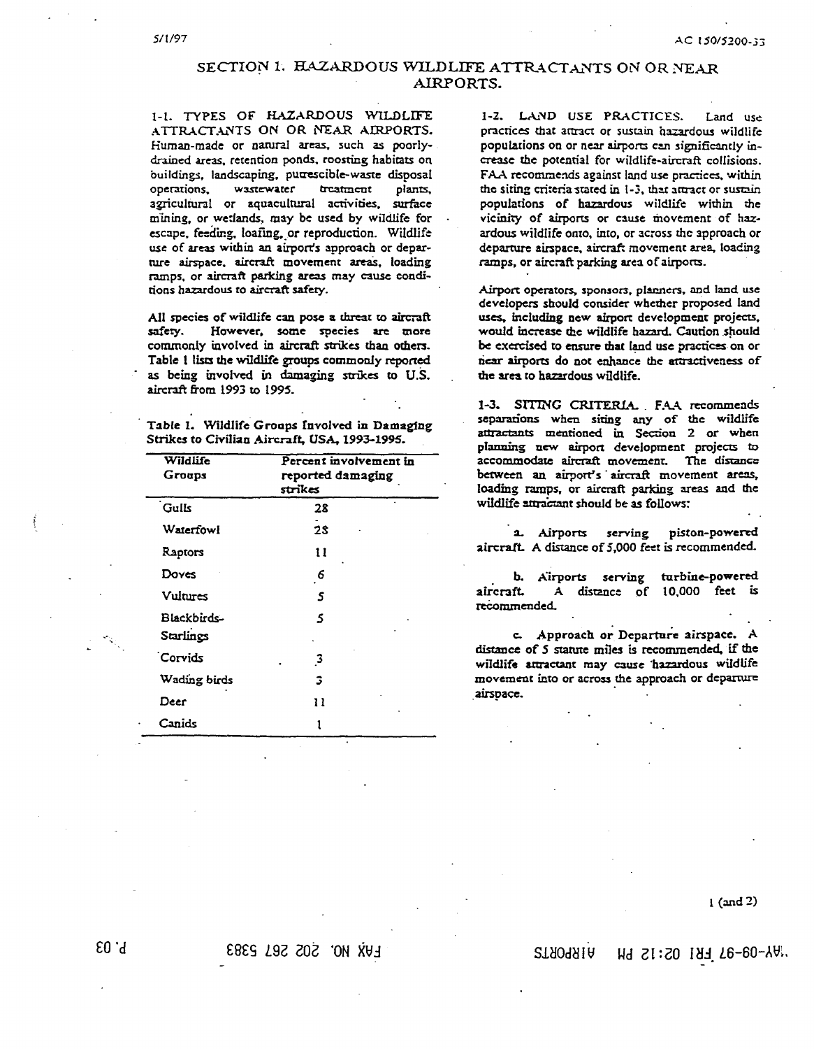# SECTION 1. HAZARDOUS WILDLIFE ATTRACTANTS ON OR NEAR AIRPORTS.

**1-1. TYPES OF HAZARDOUS WILDLIFE ATTRACTANTS ON OR NEAR AIRPORTS.** Human-made or natural areas, such as poorly-drained areas, retention ponds, roosting habitats on buildings, landscaping, putrescible-waste disposal operations, wastewater treatment plants, agricultural or aquacultural activities, surface mining, or wetlands, may be used by wildlife for escape, feeding, loafing, or reproduction. Wildlife use of areas within an airport's approach or departure airspace, aircraft movement areas, loading ramps, or aircraft parking areas may cause conditions hazardous to aircraft safety.

All species of wildlife can pose a threat to aircraft safety. However, some species are more commonly involved in aircraft strikes than others. Table 1 lists the wildlife groups commonly reported as being involved in damaging strikes to U.S. aircraft from 1993 to 1995.

Table 1. Wildlife Groups Involved in Damaging Strikes to Civilian Aircraft, USA, 1993-1995.

| Wildlife Groups | Percent involvement in reported damaging strikes |
|---|---|
| Gulls | 28 |
| Waterfowl | 28 |
| Raptors | 11 |
| Doves | 6 |
| Vultures | 5 |
| Blackbirds-Starlings | 5 |
| Corvids | 3 |
| Wading birds | 3 |
| Deer | 11 |
| Canids | 1 |

**1-2. LAND USE PRACTICES.** Land use practices that attract or sustain hazardous wildlife populations on or near airports can significantly increase the potential for wildlife-aircraft collisions. FAA recommends against land use practices, within the siting criteria stated in 1-3, that attract or sustain populations of hazardous wildlife within the vicinity of airports or cause movement of hazardous wildlife onto, into, or across the approach or departure airspace, aircraft movement area, loading ramps, or aircraft parking area of airports.

Airport operators, sponsors, planners, and land use developers should consider whether proposed land uses, including new airport development projects, would increase the wildlife hazard. Caution should be exercised to ensure that land use practices on or near airports do not enhance the attractiveness of the area to hazardous wildlife.

**1-3. SITING CRITERIA.** FAA recommends separations when siting any of the wildlife attractants mentioned in Section 2 or when planning new airport development projects to accommodate aircraft movement. The distance between an airport's aircraft movement areas, loading ramps, or aircraft parking areas and the wildlife attractant should be as follows:

a. **Airports serving piston-powered aircraft.** A distance of 5,000 feet is recommended.

b. **Airports serving turbine-powered aircraft.** A distance of 10,000 feet is recommended.

c. **Approach or Departure airspace.** A distance of 5 statute miles is recommended, if the wildlife attractant may cause hazardous wildlife movement into or across the approach or departure airspace.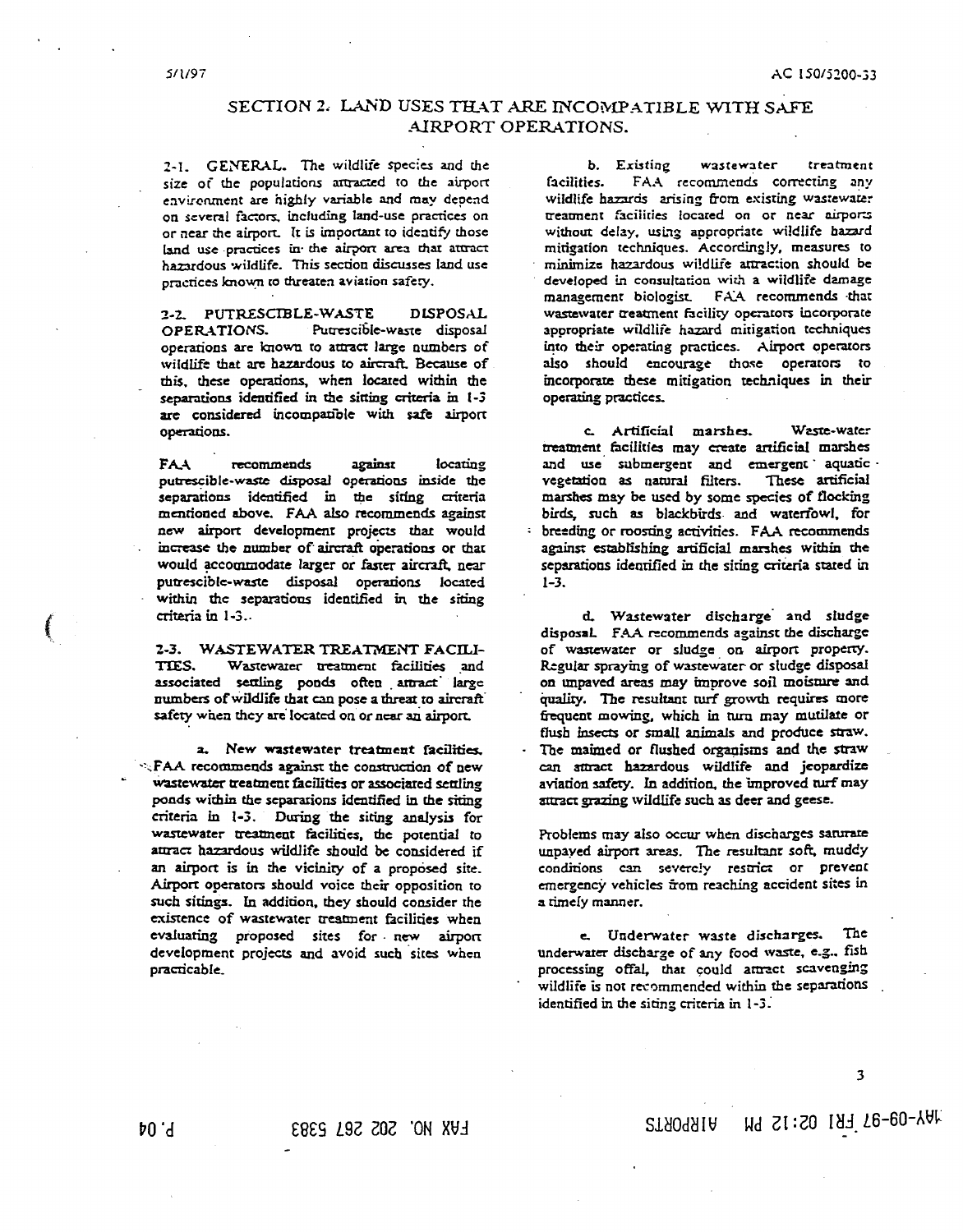## SECTION 2. LAND USES THAT ARE INCOMPATIBLE WITH SAFE AIRPORT OPERATIONS.

2-1. GENERAL. The wildlife species and the size of the populations attracted to the airport environment are highly variable and may depend on several factors, including land-use practices on or near the airport. It is important to identify those land use practices in the airport area that attract hazardous wildlife. This section discusses land use practices known to threaten aviation safety.

2-2. PUTRESCIBLE-WASTE DISPOSAL OPERATIONS. Putrescible-waste disposal operations are known to attract large numbers of wildlife that are hazardous to aircraft. Because of this, these operations, when located within the separations identified in the sitting criteria in 1-3 are considered incompatible with safe airport operations.

FAA recommends against locating putrescible-waste disposal operations inside the separations identified in the siting criteria mentioned above. FAA also recommends against new airport development projects that would increase the number of aircraft operations or that would accommodate larger or faster aircraft, near putrescible-waste disposal operations located within the separations identified in the siting criteria in 1-3.

2-3. WASTEWATER TREATMENT FACILITIES. Wastewater treatment facilities and associated settling ponds often attract large numbers of wildlife that can pose a threat to aircraft safety when they are located on or near an airport.

a. New wastewater treatment facilities. FAA recommends against the construction of new wastewater treatment facilities or associated settling ponds within the separations identified in the siting criteria in 1-3. During the siting analysis for wastewater treatment facilities, the potential to attract hazardous wildlife should be considered if an airport is in the vicinity of a proposed site. Airport operators should voice their opposition to such sitings. In addition, they should consider the existence of wastewater treatment facilities when evaluating proposed sites for new airport development projects and avoid such sites when practicable.

b. Existing wastewater treatment facilities. FAA recommends correcting any wildlife hazards arising from existing wastewater treatment facilities located on or near airports without delay, using appropriate wildlife hazard mitigation techniques. Accordingly, measures to minimize hazardous wildlife attraction should be developed in consultation with a wildlife damage management biologist. FAA recommends that wastewater treatment facility operators incorporate appropriate wildlife hazard mitigation techniques into their operating practices. Airport operators also should encourage those operators to incorporate these mitigation techniques in their operating practices.

c. Artificial marshes. Waste-water treatment facilities may create artificial marshes and use submergent and emergent aquatic vegetation as natural filters. These artificial marshes may be used by some species of flocking birds, such as blackbirds and waterfowl, for breeding or roosting activities. FAA recommends against establishing artificial marshes within the separations identified in the siting criteria stated in 1-3.

d. Wastewater discharge and sludge disposal. FAA recommends against the discharge of wastewater or sludge on airport property. Regular spraying of wastewater or sludge disposal on unpaved areas may improve soil moisture and quality. The resultant turf growth requires more frequent mowing, which in turn may mutilate or flush insects or small animals and produce straw. The maimed or flushed organisms and the straw can attract hazardous wildlife and jeopardize aviation safety. In addition, the improved turf may attract grazing wildlife such as deer and geese.

Problems may also occur when discharges saturate unpaved airport areas. The resultant soft, muddy conditions can severely restrict or prevent emergency vehicles from reaching accident sites in a timely manner.

e. Underwater waste discharges. The underwater discharge of any food waste, e.g., fish processing offal, that could attract scavenging wildlife is not recommended within the separations identified in the siting criteria in 1-3.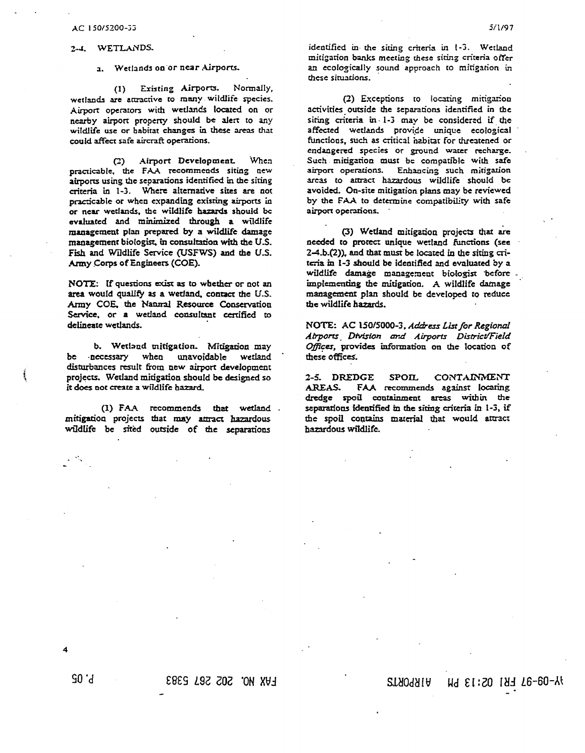## 2-4. WETLANDS.

a. Wetlands on or near Airports.

(1) Existing Airports. Normally, wetlands are attractive to many wildlife species. Airport operators with wetlands located on or nearby airport property should be alert to any wildlife use or habitat changes in these areas that could affect safe aircraft operations.

(2) Airport Development. When practicable, the FAA recommends siting new airports using the separations identified in the siting criteria in 1-3. Where alternative sites are not practicable or when expanding existing airports in or near wetlands, the wildlife hazards should be evaluated and minimized through a wildlife management plan prepared by a wildlife damage management biologist, in consultation with the U.S. Fish and Wildlife Service (USFWS) and the U.S. Army Corps of Engineers (COE).

NOTE: If questions exist as to whether or not an area would qualify as a wetland, contact the U.S. Army COE, the Natural Resource Conservation Service, or a wetland consultant certified to delineate wetlands.

b. Wetland mitigation. Mitigation may be necessary when unavoidable wetland disturbances result from new airport development projects. Wetland mitigation should be designed so it does not create a wildlife hazard.

(1) FAA recommends that wetland mitigation projects that may attract hazardous wildlife be sited outside of the separations identified in the siting criteria in 1-3. Wetland mitigation banks meeting these siting criteria offer an ecologically sound approach to mitigation in these situations.

(2) Exceptions to locating mitigation activities outside the separations identified in the siting criteria in 1-3 may be considered if the affected wetlands provide unique ecological functions, such as critical habitat for threatened or endangered species or ground water recharge. Such mitigation must be compatible with safe airport operations. Enhancing such mitigation areas to attract hazardous wildlife should be avoided. On-site mitigation plans may be reviewed by the FAA to determine compatibility with safe airport operations.

(3) Wetland mitigation projects that are needed to protect unique wetland functions (see 2-4.b.(2)), and that must be located in the siting criteria in 1-3 should be identified and evaluated by a wildlife damage management biologist before implementing the mitigation. A wildlife damage management plan should be developed to reduce the wildlife hazards.

NOTE: AC 150/5000-3, *Address List for Regional Airports Division and Airports District/Field Offices*, provides information on the location of these offices.

## 2-5. DREDGE SPOIL CONTAINMENT AREAS.

FAA recommends against locating dredge spoil containment areas within the separations identified in the siting criteria in 1-3, if the spoil contains material that would attract hazardous wildlife.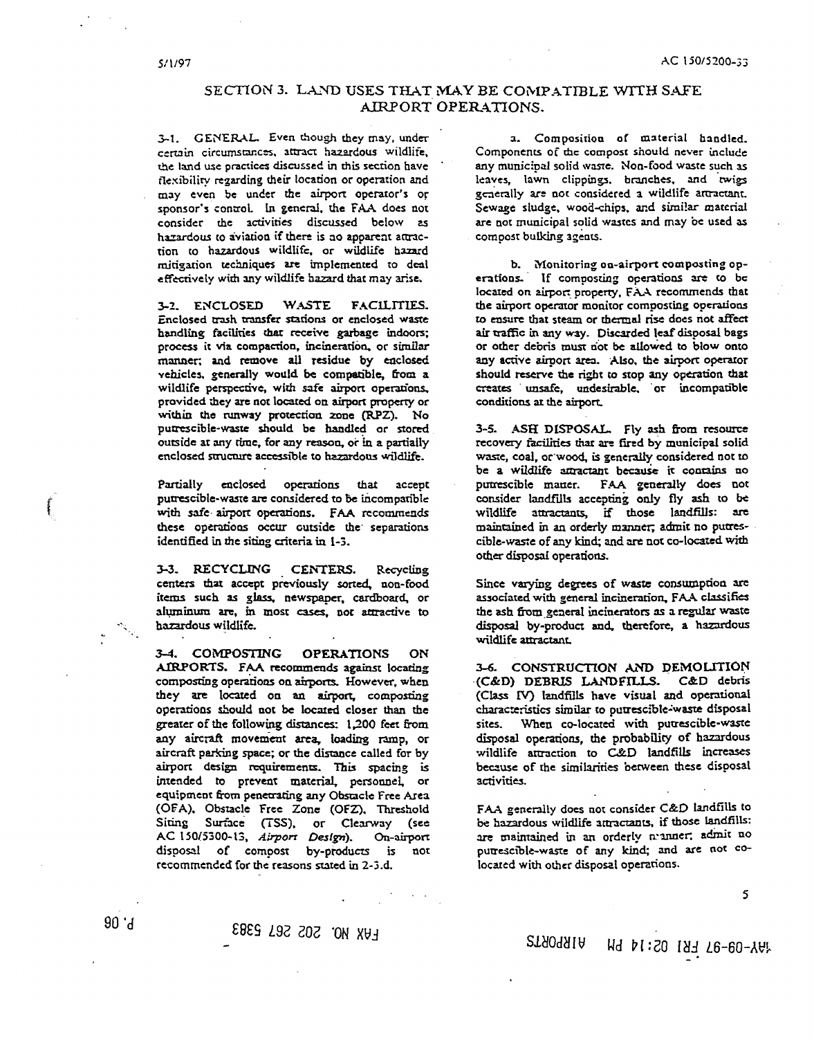# SECTION 3. LAND USES THAT MAY BE COMPATIBLE WITH SAFE AIRPORT OPERATIONS.

**3-1. GENERAL.** Even though they may, under certain circumstances, attract hazardous wildlife, the land use practices discussed in this section have flexibility regarding their location or operation and may even be under the airport operator's or sponsor's control. In general, the FAA does not consider the activities discussed below as hazardous to aviation if there is no apparent attraction to hazardous wildlife, or wildlife hazard mitigation techniques are implemented to deal effectively with any wildlife hazard that may arise.

**3-2. ENCLOSED WASTE FACILITIES.** Enclosed trash transfer stations or enclosed waste handling facilities that receive garbage indoors; process it via compaction, incineration, or similar manner; and remove all residue by enclosed vehicles, generally would be compatible, from a wildlife perspective, with safe airport operations, provided they are not located on airport property or within the runway protection zone (RPZ). No putrescible-waste should be handled or stored outside at any time, for any reason, or in a partially enclosed structure accessible to hazardous wildlife.

Partially enclosed operations that accept putrescible-waste are considered to be incompatible with safe airport operations. FAA recommends these operations occur outside the separations identified in the siting criteria in 1-3.

**3-3. RECYCLING CENTERS.** Recycling centers that accept previously sorted, non-food items such as glass, newspaper, cardboard, or aluminum are, in most cases, not attractive to hazardous wildlife.

**3-4. COMPOSTING OPERATIONS ON AIRPORTS.** FAA recommends against locating composting operations on airports. However, when they are located on an airport, composting operations should not be located closer than the greater of the following distances: 1,200 feet from any aircraft movement area, loading ramp, or aircraft parking space; or the distance called for by airport design requirements. This spacing is intended to prevent material, personnel, or equipment from penetrating any Obstacle Free Area (OFA), Obstacle Free Zone (OFZ), Threshold Siting Surface (TSS), or Clearway (see AC 150/5300-13, *Airport Design*). On-airport disposal of compost by-products is not recommended for the reasons stated in 2-3.d.

a. **Composition of material handled.** Components of the compost should never include any municipal solid waste. Non-food waste such as leaves, lawn clippings, branches, and twigs generally are not considered a wildlife attractant. Sewage sludge, wood-chips, and similar material are not municipal solid wastes and may be used as compost bulking agents.

b. **Monitoring on-airport composting operations.** If composting operations are to be located on airport property, FAA recommends that the airport operator monitor composting operations to ensure that steam or thermal rise does not affect air traffic in any way. Discarded leaf disposal bags or other debris must not be allowed to blow onto any active airport area. Also, the airport operator should reserve the right to stop any operation that creates unsafe, undesirable, or incompatible conditions at the airport.

**3-5. ASH DISPOSAL.** Fly ash from resource recovery facilities that are fired by municipal solid waste, coal, or wood, is generally considered not to be a wildlife attractant because it contains no putrescible matter. FAA generally does not consider landfills accepting only fly ash to be wildlife attractants, if those landfills: are maintained in an orderly manner; admit no putrescible-waste of any kind; and are not co-located with other disposal operations.

Since varying degrees of waste consumption are associated with general incineration, FAA classifies the ash from general incinerators as a regular waste disposal by-product and, therefore, a hazardous wildlife attractant.

**3-6. CONSTRUCTION AND DEMOLITION (C&D) DEBRIS LANDFILLS.** C&D debris (Class IV) landfills have visual and operational characteristics similar to putrescible-waste disposal sites. When co-located with putrescible-waste disposal operations, the probability of hazardous wildlife attraction to C&D landfills increases because of the similarities between these disposal activities.

FAA generally does not consider C&D landfills to be hazardous wildlife attractants, if those landfills: are maintained in an orderly manner; admit no putrescible-waste of any kind; and are not co-located with other disposal operations.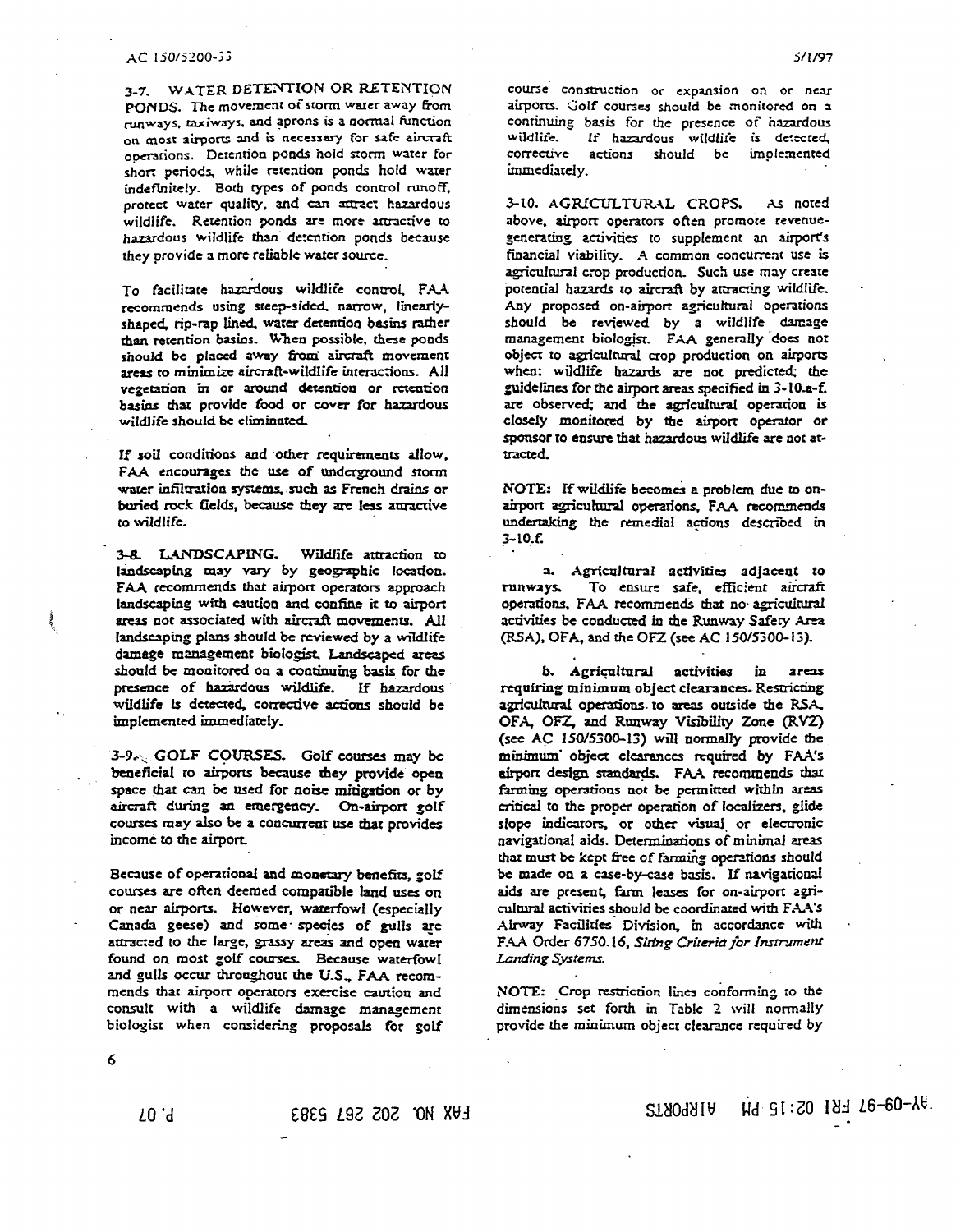3-7. WATER DETENTION OR RETENTION PONDS. The movement of storm water away from runways, taxiways, and aprons is a normal function on most airports and is necessary for safe aircraft operations. Detention ponds hold storm water for short periods, while retention ponds hold water indefinitely. Both types of ponds control runoff, protect water quality, and can attract hazardous wildlife. Retention ponds are more attractive to hazardous wildlife than detention ponds because they provide a more reliable water source.

To facilitate hazardous wildlife control, FAA recommends using steep-sided, narrow, linearly-shaped, rip-rap lined, water detention basins rather than retention basins. When possible, these ponds should be placed away from aircraft movement areas to minimize aircraft-wildlife interactions. All vegetation in or around detention or retention basins that provide food or cover for hazardous wildlife should be eliminated.

If soil conditions and other requirements allow, FAA encourages the use of underground storm water infiltration systems, such as French drains or buried rock fields, because they are less attractive to wildlife.

3-8. LANDSCAPING. Wildlife attraction to landscaping may vary by geographic location. FAA recommends that airport operators approach landscaping with caution and confine it to airport areas not associated with aircraft movements. All landscaping plans should be reviewed by a wildlife damage management biologist. Landscaped areas should be monitored on a continuing basis for the presence of hazardous wildlife. If hazardous wildlife is detected, corrective actions should be implemented immediately.

3-9. GOLF COURSES. Golf courses may be beneficial to airports because they provide open space that can be used for noise mitigation or by aircraft during an emergency. On-airport golf courses may also be a concurrent use that provides income to the airport.

Because of operational and monetary benefits, golf courses are often deemed compatible land uses on or near airports. However, waterfowl (especially Canada geese) and some species of gulls are attracted to the large, grassy areas and open water found on most golf courses. Because waterfowl and gulls occur throughout the U.S., FAA recommends that airport operators exercise caution and consult with a wildlife damage management biologist when considering proposals for golf course construction or expansion on or near airports. Golf courses should be monitored on a continuing basis for the presence of hazardous wildlife. If hazardous wildlife is detected, corrective actions should be implemented immediately.

3-10. AGRICULTURAL CROPS. As noted above, airport operators often promote revenue-generating activities to supplement an airport's financial viability. A common concurrent use is agricultural crop production. Such use may create potential hazards to aircraft by attracting wildlife. Any proposed on-airport agricultural operations should be reviewed by a wildlife damage management biologist. FAA generally does not object to agricultural crop production on airports when: wildlife hazards are not predicted; the guidelines for the airport areas specified in 3-10.a-f. are observed; and the agricultural operation is closely monitored by the airport operator or sponsor to ensure that hazardous wildlife are not attracted.

NOTE: If wildlife becomes a problem due to on-airport agricultural operations, FAA recommends undertaking the remedial actions described in 3-10.f.

a. **Agricultural activities adjacent to runways.** To ensure safe, efficient aircraft operations, FAA recommends that no agricultural activities be conducted in the Runway Safety Area (RSA), OFA, and the OFZ (see AC 150/5300-13).

b. **Agricultural activities in areas requiring minimum object clearances.** Restricting agricultural operations to areas outside the RSA, OFA, OFZ, and Runway Visibility Zone (RVZ) (see AC 150/5300-13) will normally provide the minimum object clearances required by FAA's airport design standards. FAA recommends that farming operations not be permitted within areas critical to the proper operation of localizers, glide slope indicators, or other visual or electronic navigational aids. Determinations of minimal areas that must be kept free of farming operations should be made on a case-by-case basis. If navigational aids are present, farm leases for on-airport agricultural activities should be coordinated with FAA's Airway Facilities Division, in accordance with FAA Order 6750.16, *Siting Criteria for Instrument Landing Systems*.

NOTE: Crop restriction lines conforming to the dimensions set forth in Table 2 will normally provide the minimum object clearance required by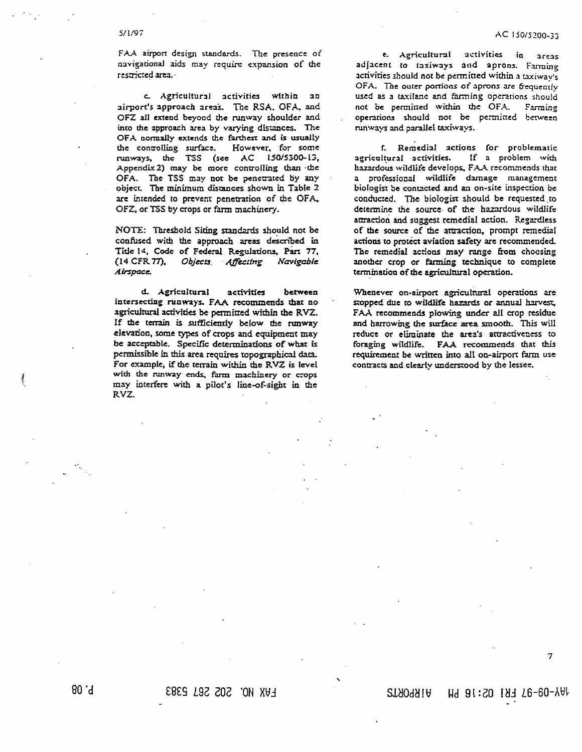FAA airport design standards. The presence of navigational aids may require expansion of the restricted area.

c. Agricultural activities within an airport's approach areas. The RSA, OFA, and OFZ all extend beyond the runway shoulder and into the approach area by varying distances. The OFA normally extends the farthest and is usually the controlling surface. However, for some runways, the TSS (see AC 150/5300-13, Appendix 2) may be more controlling than the OFA. The TSS may not be penetrated by any object. The minimum distances shown in Table 2 are intended to prevent penetration of the OFA, OFZ, or TSS by crops or farm machinery.

NOTE: Threshold Siting standards should not be confused with the approach areas described in Title 14, Code of Federal Regulations, Part 77, (14 CFR 77), *Objects Affecting Navigable Airspace.*

d. Agricultural activities between intersecting runways. FAA recommends that no agricultural activities be permitted within the RVZ. If the terrain is sufficiently below the runway elevation, some types of crops and equipment may be acceptable. Specific determinations of what is permissible in this area requires topographical data. For example, if the terrain within the RVZ is level with the runway ends, farm machinery or crops may interfere with a pilot's line-of-sight in the RVZ.

e. Agricultural activities in areas adjacent to taxiways and aprons. Farming activities should not be permitted within a taxiway's OFA. The outer portions of aprons are frequently used as a taxilane and farming operations should not be permitted within the OFA. Farming operations should not be permitted between runways and parallel taxiways.

f. Remedial actions for problematic agricultural activities. If a problem with hazardous wildlife develops, FAA recommends that a professional wildlife damage management biologist be contacted and an on-site inspection be conducted. The biologist should be requested to determine the source of the hazardous wildlife attraction and suggest remedial action. Regardless of the source of the attraction, prompt remedial actions to protect aviation safety are recommended. The remedial actions may range from choosing another crop or farming technique to complete termination of the agricultural operation.

Whenever on-airport agricultural operations are stopped due to wildlife hazards or annual harvest, FAA recommends plowing under all crop residue and harrowing the surface area smooth. This will reduce or eliminate the area's attractiveness to foraging wildlife. FAA recommends that this requirement be written into all on-airport farm use contracts and clearly understood by the lessee.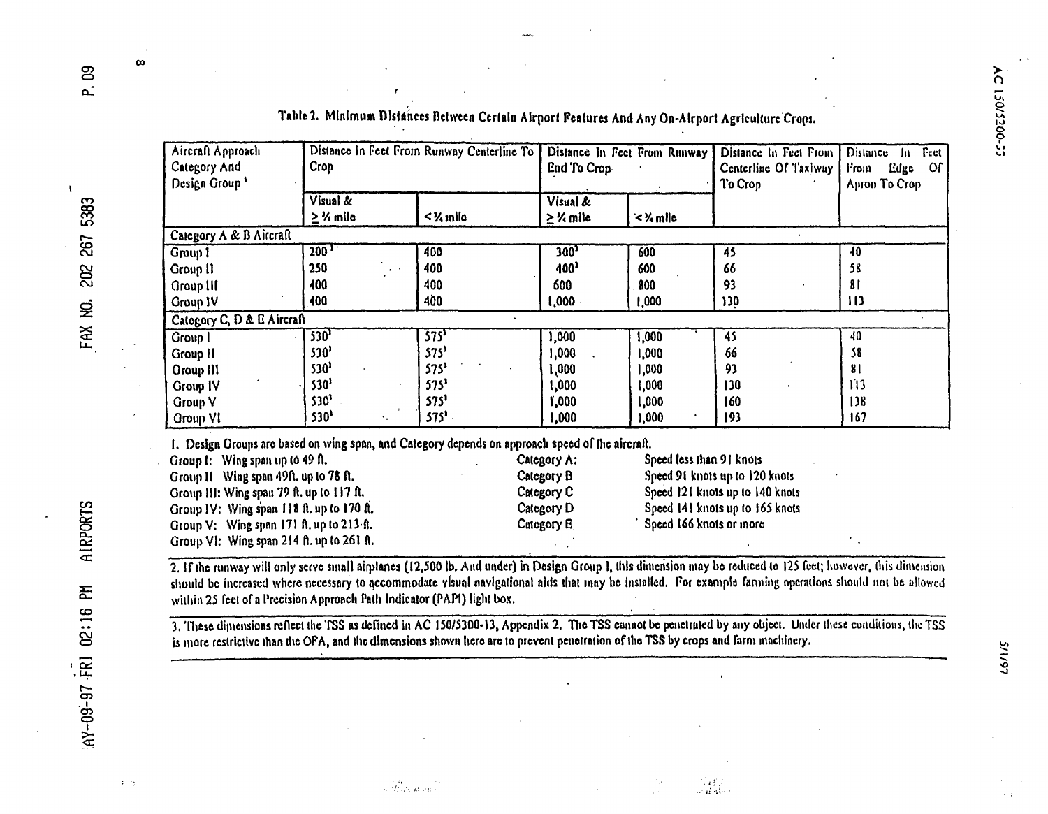Table 2. Minimum Distances Between Certain Airport Features And Any On-Airport Agriculture Crops.

| Aircraft Approach Category And Design Group [1] | Distance In Feet From Runway Centerline To Crop | | Distance In Feet From Runway End To Crop | | Distance In Feet From Centerline Of Taxiway To Crop | Distance In Feet From Edge Of Apron To Crop |
|---|---|---|---|---|---|---|
| | Visual & ≥ ¾ mile | < ¾ mile | Visual & ≥ ¾ mile | < ¾ mile | | |
| **Category A & B Aircraft** | | | | | | |
| Group I | 200 [2] | 400 | 300 [3] | 600 | 45 | 40 |
| Group II | 250 | 400 | 400 [3] | 600 | 66 | 58 |
| Group III | 400 | 400 | 600 | 800 | 93 | 81 |
| Group IV | 400 | 400 | 1,000 | 1,000 | 130 | 113 |
| **Category C, D & E Aircraft** | | | | | | |
| Group I | 530 [3] | 575 [3] | 1,000 | 1,000 | 45 | 40 |
| Group II | 530 [3] | 575 [3] | 1,000 | 1,000 | 66 | 58 |
| Group III | 530 [3] | 575 [3] | 1,000 | 1,000 | 93 | 81 |
| Group IV | 530 [3] | 575 [3] | 1,000 | 1,000 | 130 | 113 |
| Group V | 530 [3] | 575 [3] | 1,000 | 1,000 | 160 | 138 |
| Group VI | 530 [3] | 575 [3] | 1,000 | 1,000 | 193 | 167 |

1. Design Groups are based on wing span, and Category depends on approach speed of the aircraft.

Group I: Wing span up to 49 ft.
Group II Wing span 49ft. up to 78 ft.
Group III: Wing span 79 ft. up to 117 ft.
Group IV: Wing span 118 ft. up to 170 ft.
Group V: Wing span 171 ft. up to 213 ft.
Group VI: Wing span 214 ft. up to 261 ft.

Category A: Speed less than 91 knots
Category B Speed 91 knots up to 120 knots
Category C Speed 121 knots up to 140 knots
Category D Speed 141 knots up to 165 knots
Category E Speed 166 knots or more

2. If the runway will only serve small airplanes (12,500 lb. And under) in Design Group I, this dimension may be reduced to 125 feet; however, this dimension should be increased where necessary to accommodate visual navigational aids that may be installed. For example farming operations should not be allowed within 25 feet of a Precision Approach Path Indicator (PAPI) light box.

3. These dimensions reflect the TSS as defined in AC 150/5300-13, Appendix 2. The TSS cannot be penetrated by any object. Under these conditions, the TSS is more restrictive than the OFA, and the dimensions shown here are to prevent penetration of the TSS by crops and farm machinery.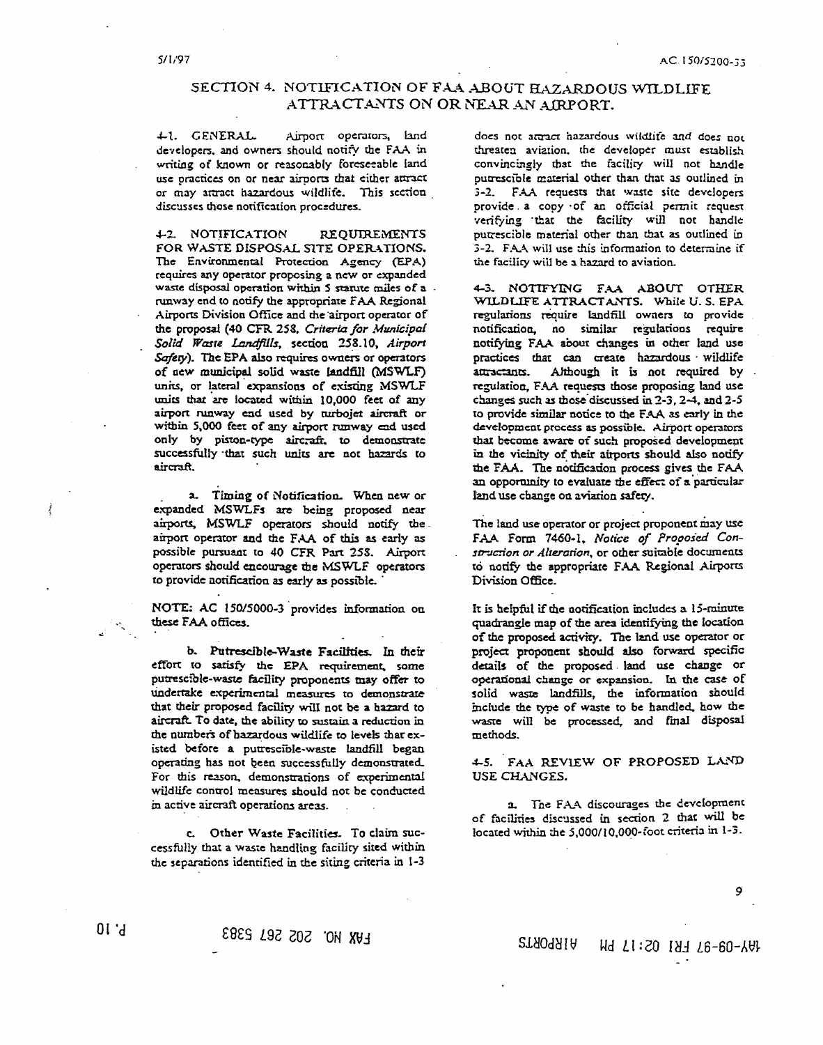# SECTION 4. NOTIFICATION OF FAA ABOUT HAZARDOUS WILDLIFE ATTRACTANTS ON OR NEAR AN AIRPORT.

4-1. GENERAL. Airport operators, land developers, and owners should notify the FAA in writing of known or reasonably foreseeable land use practices on or near airports that either attract or may attract hazardous wildlife. This section discusses those notification procedures.

4-2. NOTIFICATION REQUIREMENTS FOR WASTE DISPOSAL SITE OPERATIONS. The Environmental Protection Agency (EPA) requires any operator proposing a new or expanded waste disposal operation within 5 statute miles of a runway end to notify the appropriate FAA Regional Airports Division Office and the airport operator of the proposal (40 CFR 258, *Criteria for Municipal Solid Waste Landfills*, section 258.10, *Airport Safety*). The EPA also requires owners or operators of new municipal solid waste landfill (MSWLF) units, or lateral expansions of existing MSWLF units that are located within 10,000 feet of any airport runway end used by turbojet aircraft or within 5,000 feet of any airport runway end used only by piston-type aircraft, to demonstrate successfully that such units are not hazards to aircraft.

a. Timing of Notification. When new or expanded MSWLFs are being proposed near airports, MSWLF operators should notify the airport operator and the FAA of this as early as possible pursuant to 40 CFR Part 258. Airport operators should encourage the MSWLF operators to provide notification as early as possible.

NOTE: AC 150/5000-3 provides information on these FAA offices.

b. Putrescible-Waste Facilities. In their effort to satisfy the EPA requirement, some putrescible-waste facility proponents may offer to undertake experimental measures to demonstrate that their proposed facility will not be a hazard to aircraft. To date, the ability to sustain a reduction in the numbers of hazardous wildlife to levels that existed before a putrescible-waste landfill began operating has not been successfully demonstrated. For this reason, demonstrations of experimental wildlife control measures should not be conducted in active aircraft operations areas.

c. Other Waste Facilities. To claim successfully that a waste handling facility sited within the separations identified in the siting criteria in 1-3 does not attract hazardous wildlife and does not threaten aviation, the developer must establish convincingly that the facility will not handle putrescible material other than that as outlined in 3-2. FAA requests that waste site developers provide a copy of an official permit request verifying that the facility will not handle putrescible material other than that as outlined in 3-2. FAA will use this information to determine if the facility will be a hazard to aviation.

4-3. NOTIFYING FAA ABOUT OTHER WILDLIFE ATTRACTANTS. While U. S. EPA regulations require landfill owners to provide notification, no similar regulations require notifying FAA about changes in other land use practices that can create hazardous wildlife attractants. Although it is not required by regulation, FAA requests those proposing land use changes such as those discussed in 2-3, 2-4, and 2-5 to provide similar notice to the FAA as early in the development process as possible. Airport operators that become aware of such proposed development in the vicinity of their airports should also notify the FAA. The notification process gives the FAA an opportunity to evaluate the effect of a particular land use change on aviation safety.

The land use operator or project proponent may use FAA Form 7460-1, *Notice of Proposed Construction or Alteration*, or other suitable documents to notify the appropriate FAA Regional Airports Division Office.

It is helpful if the notification includes a 15-minute quadrangle map of the area identifying the location of the proposed activity. The land use operator or project proponent should also forward specific details of the proposed land use change or operational change or expansion. In the case of solid waste landfills, the information should include the type of waste to be handled, how the waste will be processed, and final disposal methods.

4-5. FAA REVIEW OF PROPOSED LAND USE CHANGES.

a. The FAA discourages the development of facilities discussed in section 2 that will be located within the 5,000/10,000-foot criteria in 1-3.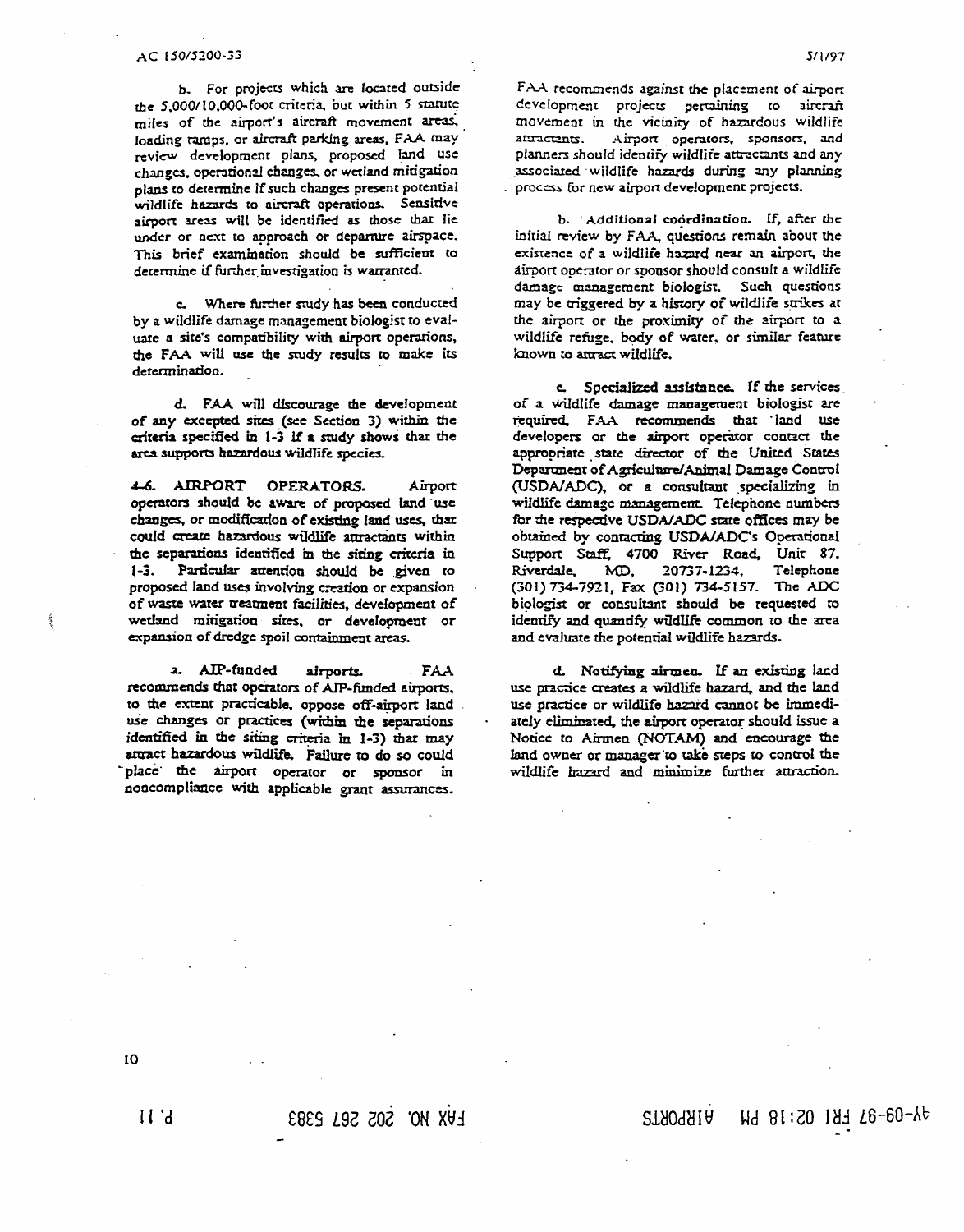b. For projects which are located outside the 5,000/10,000-foot criteria, but within 5 statute miles of the airport's aircraft movement areas, loading ramps, or aircraft parking areas, FAA may review development plans, proposed land use changes, operational changes, or wetland mitigation plans to determine if such changes present potential wildlife hazards to aircraft operations. Sensitive airport areas will be identified as those that lie under or next to approach or departure airspace. This brief examination should be sufficient to determine if further investigation is warranted.

c. Where further study has been conducted by a wildlife damage management biologist to evaluate a site's compatibility with airport operations, the FAA will use the study results to make its determination.

d. FAA will discourage the development of any excepted sites (see Section 3) within the criteria specified in 1-3 if a study shows that the area supports hazardous wildlife species.

**4-6. AIRPORT OPERATORS.** Airport operators should be aware of proposed land use changes, or modification of existing land uses, that could create hazardous wildlife attractants within the separations identified in the siting criteria in 1-3. Particular attention should be given to proposed land uses involving creation or expansion of waste water treatment facilities, development of wetland mitigation sites, or development or expansion of dredge spoil containment areas.

**a. AIP-funded airports.** FAA recommends that operators of AIP-funded airports, to the extent practicable, oppose off-airport land use changes or practices (within the separations identified in the siting criteria in 1-3) that may attract hazardous wildlife. Failure to do so could place the airport operator or sponsor in noncompliance with applicable grant assurances. FAA recommends against the placement of airport development projects pertaining to aircraft movement in the vicinity of hazardous wildlife attractants. Airport operators, sponsors, and planners should identify wildlife attractants and any associated wildlife hazards during any planning process for new airport development projects.

**b. Additional coordination.** If, after the initial review by FAA, questions remain about the existence of a wildlife hazard near an airport, the airport operator or sponsor should consult a wildlife damage management biologist. Such questions may be triggered by a history of wildlife strikes at the airport or the proximity of the airport to a wildlife refuge, body of water, or similar feature known to attract wildlife.

**c. Specialized assistance.** If the services of a wildlife damage management biologist are required, FAA recommends that land use developers or the airport operator contact the appropriate state director of the United States Department of Agriculture/Animal Damage Control (USDA/ADC), or a consultant specializing in wildlife damage management. Telephone numbers for the respective USDA/ADC state offices may be obtained by contacting USDA/ADC's Operational Support Staff, 4700 River Road, Unit 87, Riverdale, MD, 20737-1234, Telephone (301) 734-7921, Fax (301) 734-5157. The ADC biologist or consultant should be requested to identify and quantify wildlife common to the area and evaluate the potential wildlife hazards.

**d. Notifying airmen.** If an existing land use practice creates a wildlife hazard, and the land use practice or wildlife hazard cannot be immediately eliminated, the airport operator should issue a Notice to Airmen (NOTAM) and encourage the land owner or manager to take steps to control the wildlife hazard and minimize further attraction.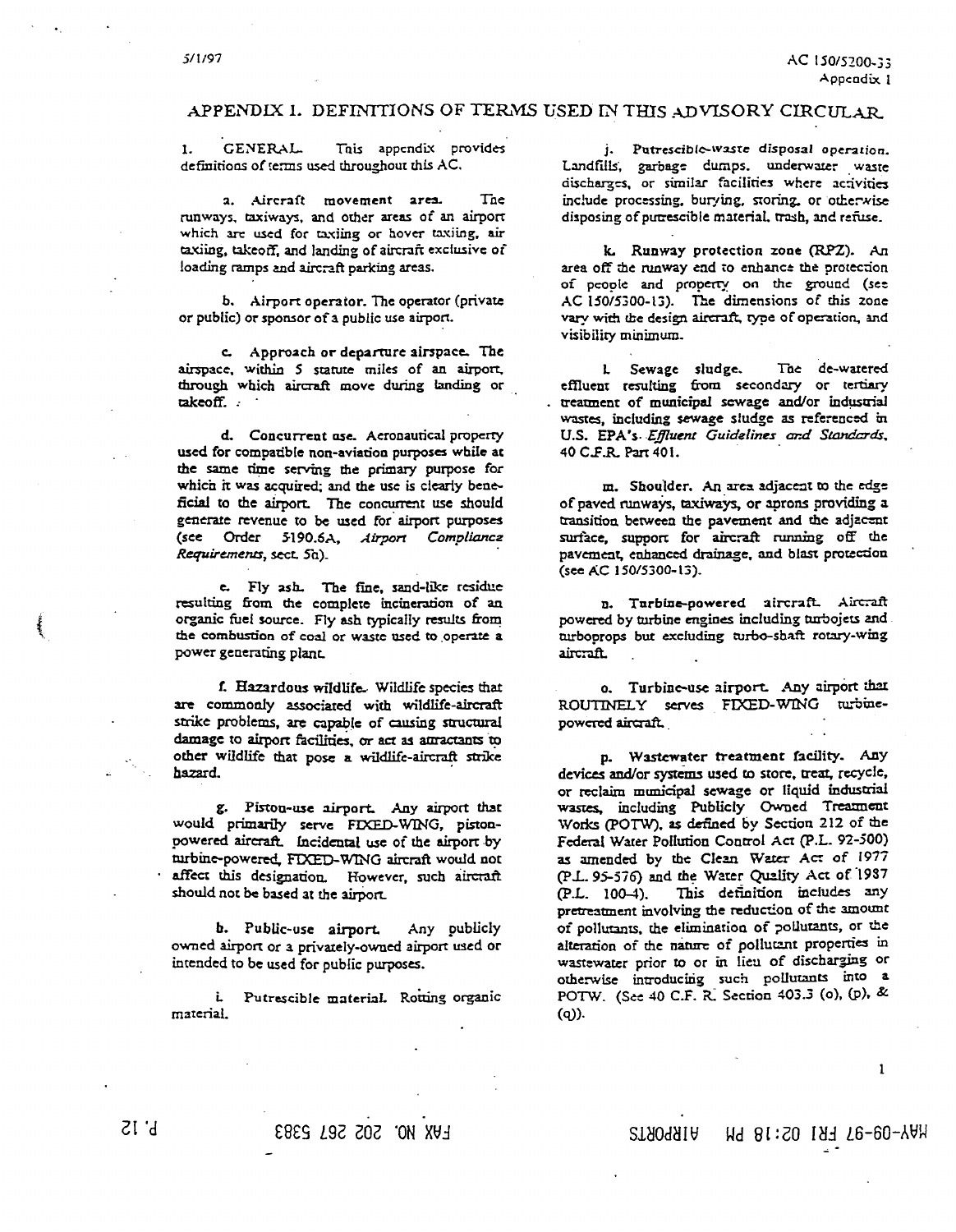# APPENDIX 1. DEFINITIONS OF TERMS USED IN THIS ADVISORY CIRCULAR

1. GENERAL. This appendix provides definitions of terms used throughout this AC.

a. **Aircraft movement area.** The runways, taxiways, and other areas of an airport which are used for taxiing or hover taxiing, air taxiing, takeoff, and landing of aircraft exclusive of loading ramps and aircraft parking areas.

b. **Airport operator.** The operator (private or public) or sponsor of a public use airport.

c. **Approach or departure airspace.** The airspace, within 5 statute miles of an airport, through which aircraft move during landing or takeoff.

d. **Concurrent use.** Aeronautical property used for compatible non-aviation purposes while at the same time serving the primary purpose for which it was acquired; and the use is clearly beneficial to the airport. The concurrent use should generate revenue to be used for airport purposes (see Order 5190.6A, *Airport Compliance Requirements*, sect. 5h).

e. **Fly ash.** The fine, sand-like residue resulting from the complete incineration of an organic fuel source. Fly ash typically results from the combustion of coal or waste used to operate a power generating plant.

f. **Hazardous wildlife.** Wildlife species that are commonly associated with wildlife-aircraft strike problems, are capable of causing structural damage to airport facilities, or act as attractants to other wildlife that pose a wildlife-aircraft strike hazard.

g. **Piston-use airport.** Any airport that would primarily serve FIXED-WING, piston-powered aircraft. Incidental use of the airport by turbine-powered, FIXED-WING aircraft would not affect this designation. However, such aircraft should not be based at the airport.

h. **Public-use airport.** Any publicly owned airport or a privately-owned airport used or intended to be used for public purposes.

i. **Putrescible material.** Rotting organic material.

j. **Putrescible-waste disposal operation.** Landfills, garbage dumps, underwater waste discharges, or similar facilities where activities include processing, burying, storing, or otherwise disposing of putrescible material, trash, and refuse.

k. **Runway protection zone (RPZ).** An area off the runway end to enhance the protection of people and property on the ground (see AC 150/5300-13). The dimensions of this zone vary with the design aircraft, type of operation, and visibility minimum.

l. **Sewage sludge.** The de-watered effluent resulting from secondary or tertiary treatment of municipal sewage and/or industrial wastes, including sewage sludge as referenced in U.S. EPA's *Effluent Guidelines and Standards*, 40 C.F.R. Part 401.

m. **Shoulder.** An area adjacent to the edge of paved runways, taxiways, or aprons providing a transition between the pavement and the adjacent surface, support for aircraft running off the pavement, enhanced drainage, and blast protection (see AC 150/5300-13).

n. **Turbine-powered aircraft.** Aircraft powered by turbine engines including turbojets and turboprops but excluding turbo-shaft rotary-wing aircraft.

o. **Turbine-use airport.** Any airport that ROUTINELY serves FIXED-WING turbine-powered aircraft.

p. **Wastewater treatment facility.** Any devices and/or systems used to store, treat, recycle, or reclaim municipal sewage or liquid industrial wastes, including Publicly Owned Treatment Works (POTW), as defined by Section 212 of the Federal Water Pollution Control Act (P.L. 92-500) as amended by the Clean Water Act of 1977 (P.L. 95-576) and the Water Quality Act of 1987 (P.L. 100-4). This definition includes any pretreatment involving the reduction of the amount of pollutants, the elimination of pollutants, or the alteration of the nature of pollutant properties in wastewater prior to or in lieu of discharging or otherwise introducing such pollutants into a POTW. (See 40 C.F.R. Section 403.3 (o), (p), & (q)).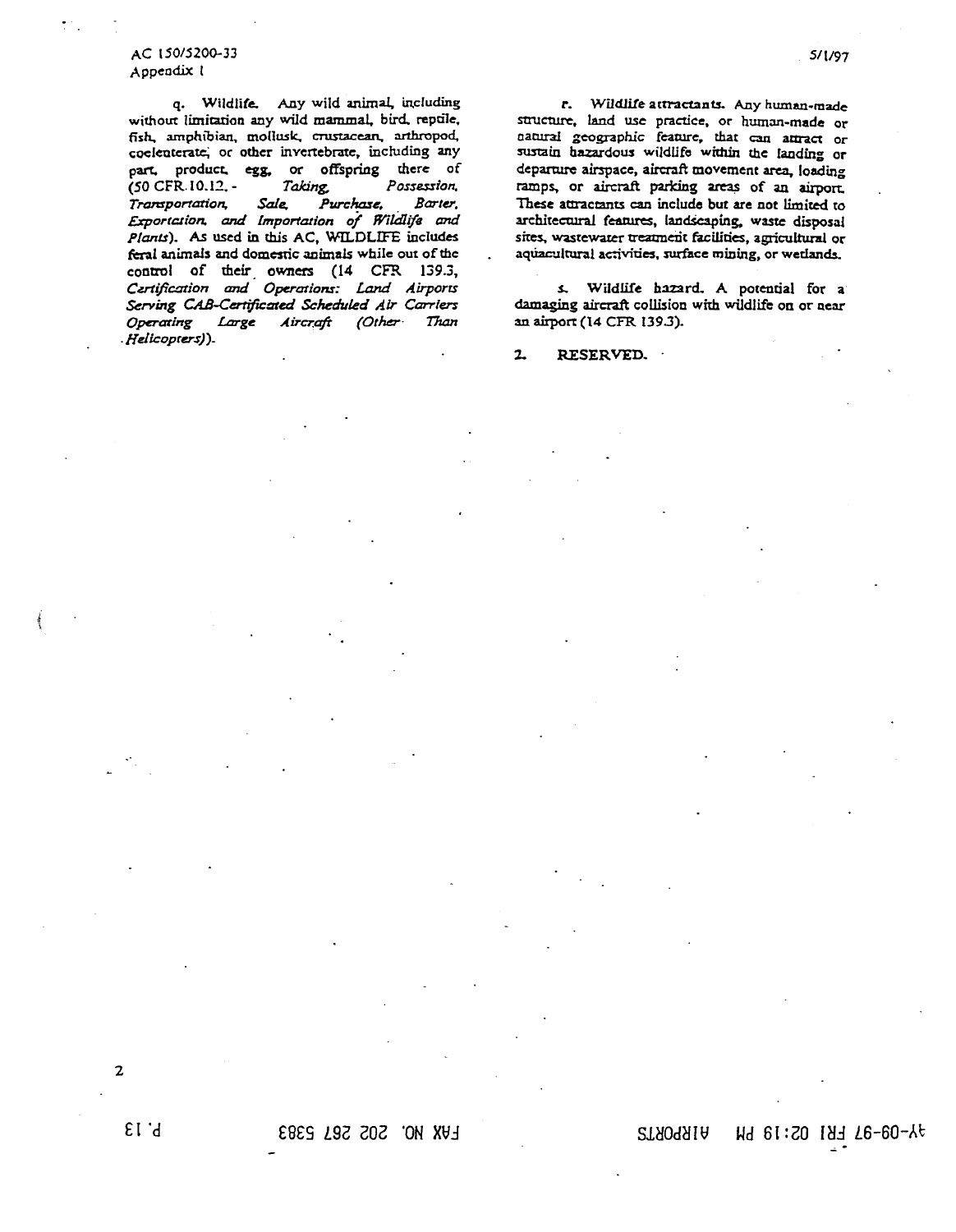q. Wildlife. Any wild animal, including without limitation any wild mammal, bird, reptile, fish, amphibian, mollusk, crustacean, arthropod, coelenterate, or other invertebrate, including any part, product, egg, or offspring there of (50 CFR 10.12, - *Taking, Possession, Transportation, Sale, Purchase, Barter, Exportation, and Importation of Wildlife and Plants*). As used in this AC, WILDLIFE includes feral animals and domestic animals while out of the control of their owners (14 CFR 139.3, *Certification and Operations: Land Airports Serving CAB-Certificated Scheduled Air Carriers Operating Large Aircraft (Other Than Helicopters)*).

r. Wildlife attractants. Any human-made structure, land use practice, or human-made or natural geographic feature, that can attract or sustain hazardous wildlife within the landing or departure airspace, aircraft movement area, loading ramps, or aircraft parking areas of an airport. These attractants can include but are not limited to architectural features, landscaping, waste disposal sites, wastewater treatment facilities, agricultural or aquacultural activities, surface mining, or wetlands.

s. Wildlife hazard. A potential for a damaging aircraft collision with wildlife on or near an airport (14 CFR 139.3).

2. RESERVED.